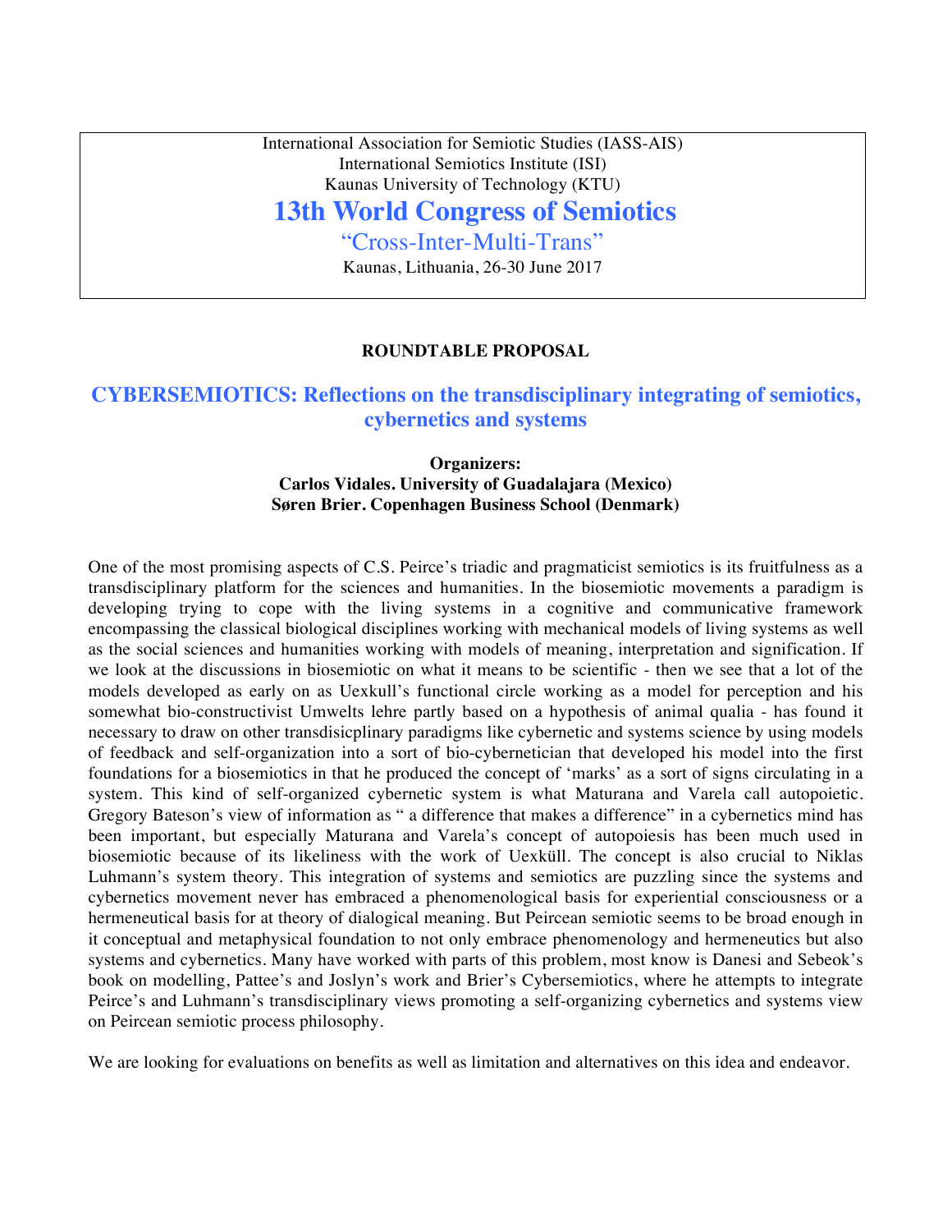International Association for Semiotic Studies (IASS-AIS)
International Semiotics Institute (ISI)
Kaunas University of Technology (KTU)

# 13th World Congress of Semiotics

“Cross-Inter-Multi-Trans”

Kaunas, Lithuania, 26-30 June 2017

**ROUNDTABLE PROPOSAL**

## CYBERSEMIOTICS: Reflections on the transdisciplinary integrating of semiotics, cybernetics and systems

**Organizers:**
**Carlos Vidales. University of Guadalajara (Mexico)**
**Søren Brier. Copenhagen Business School (Denmark)**

One of the most promising aspects of C.S. Peirce’s triadic and pragmaticist semiotics is its fruitfulness as a transdisciplinary platform for the sciences and humanities. In the biosemiotic movements a paradigm is developing trying to cope with the living systems in a cognitive and communicative framework encompassing the classical biological disciplines working with mechanical models of living systems as well as the social sciences and humanities working with models of meaning, interpretation and signification. If we look at the discussions in biosemiotic on what it means to be scientific - then we see that a lot of the models developed as early on as Uexkull’s functional circle working as a model for perception and his somewhat bio-constructivist Umwelts lehre partly based on a hypothesis of animal qualia - has found it necessary to draw on other transdisicplinary paradigms like cybernetic and systems science by using models of feedback and self-organization into a sort of bio-cybernetician that developed his model into the first foundations for a biosemiotics in that he produced the concept of ‘marks’ as a sort of signs circulating in a system. This kind of self-organized cybernetic system is what Maturana and Varela call autopoietic. Gregory Bateson’s view of information as “ a difference that makes a difference” in a cybernetics mind has been important, but especially Maturana and Varela’s concept of autopoiesis has been much used in biosemiotic because of its likeliness with the work of Uexküll. The concept is also crucial to Niklas Luhmann’s system theory. This integration of systems and semiotics are puzzling since the systems and cybernetics movement never has embraced a phenomenological basis for experiential consciousness or a hermeneutical basis for at theory of dialogical meaning. But Peircean semiotic seems to be broad enough in it conceptual and metaphysical foundation to not only embrace phenomenology and hermeneutics but also systems and cybernetics. Many have worked with parts of this problem, most know is Danesi and Sebeok’s book on modelling, Pattee’s and Joslyn’s work and Brier’s Cybersemiotics, where he attempts to integrate Peirce’s and Luhmann’s transdisciplinary views promoting a self-organizing cybernetics and systems view on Peircean semiotic process philosophy.

We are looking for evaluations on benefits as well as limitation and alternatives on this idea and endeavor.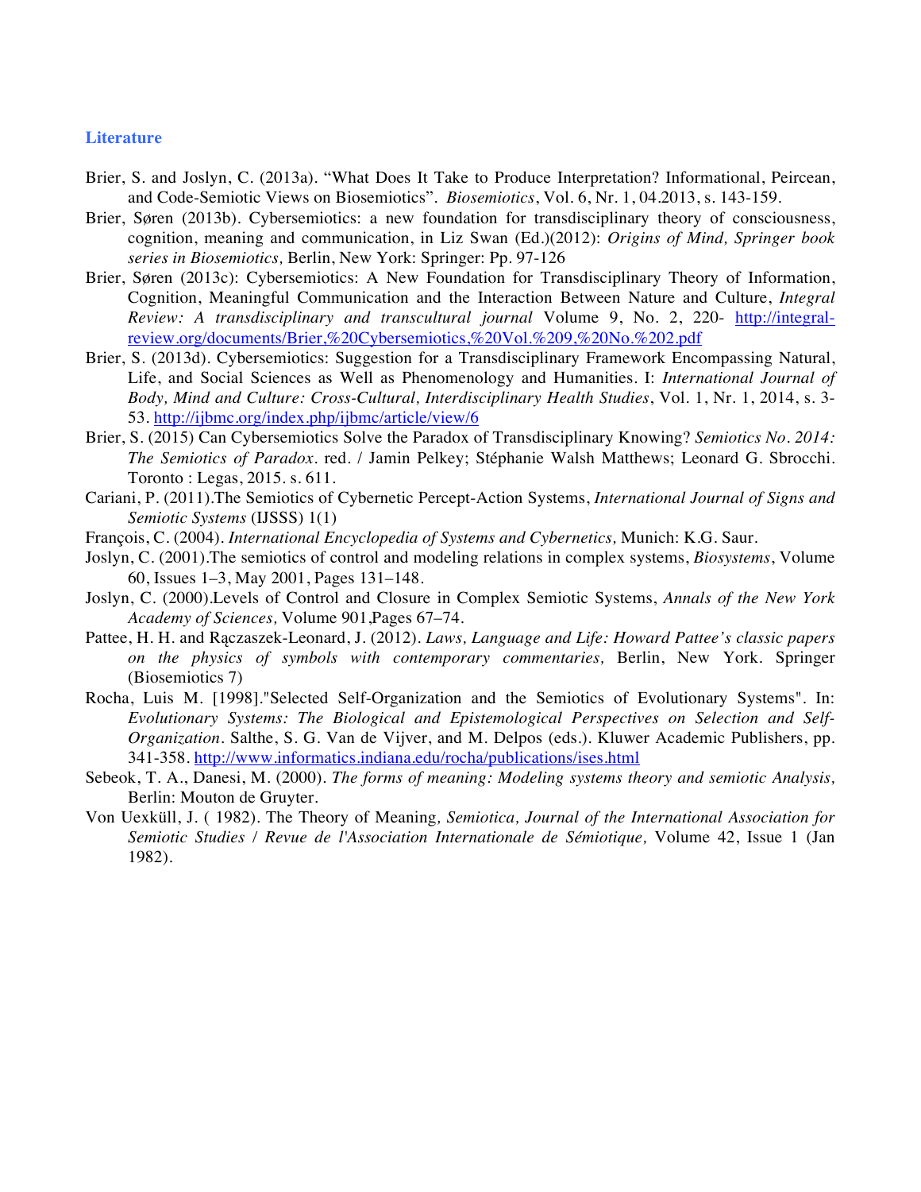## Literature

Brier, S. and Joslyn, C. (2013a). “What Does It Take to Produce Interpretation? Informational, Peircean, and Code-Semiotic Views on Biosemiotics”. *Biosemiotics*, Vol. 6, Nr. 1, 04.2013, s. 143-159.

Brier, Søren (2013b). Cybersemiotics: a new foundation for transdisciplinary theory of consciousness, cognition, meaning and communication, in Liz Swan (Ed.)(2012): *Origins of Mind, Springer book series in Biosemiotics,* Berlin, New York: Springer: Pp. 97-126

Brier, Søren (2013c): Cybersemiotics: A New Foundation for Transdisciplinary Theory of Information, Cognition, Meaningful Communication and the Interaction Between Nature and Culture, *Integral Review: A transdisciplinary and transcultural journal* Volume 9, No. 2, 220- http://integral-review.org/documents/Brier,%20Cybersemiotics,%20Vol.%209,%20No.%202.pdf

Brier, S. (2013d). Cybersemiotics: Suggestion for a Transdisciplinary Framework Encompassing Natural, Life, and Social Sciences as Well as Phenomenology and Humanities. I: *International Journal of Body, Mind and Culture: Cross-Cultural, Interdisciplinary Health Studies*, Vol. 1, Nr. 1, 2014, s. 3-53. http://ijbmc.org/index.php/ijbmc/article/view/6

Brier, S. (2015) Can Cybersemiotics Solve the Paradox of Transdisciplinary Knowing? *Semiotics No. 2014: The Semiotics of Paradox*. red. / Jamin Pelkey; Stéphanie Walsh Matthews; Leonard G. Sbrocchi. Toronto : Legas, 2015. s. 611.

Cariani, P. (2011).The Semiotics of Cybernetic Percept-Action Systems, *International Journal of Signs and Semiotic Systems* (IJSSS) 1(1)

François, C. (2004). *International Encyclopedia of Systems and Cybernetics,* Munich: K.G. Saur.

Joslyn, C. (2001).The semiotics of control and modeling relations in complex systems, *Biosystems*, Volume 60, Issues 1–3, May 2001, Pages 131–148.

Joslyn, C. (2000).Levels of Control and Closure in Complex Semiotic Systems, *Annals of the New York Academy of Sciences,* Volume 901,Pages 67–74.

Pattee, H. H. and Rączaszek-Leonard, J. (2012). *Laws, Language and Life: Howard Pattee’s classic papers on the physics of symbols with contemporary commentaries,* Berlin, New York. Springer (Biosemiotics 7)

Rocha, Luis M. [1998]."Selected Self-Organization and the Semiotics of Evolutionary Systems". In: *Evolutionary Systems: The Biological and Epistemological Perspectives on Selection and Self-Organization*. Salthe, S. G. Van de Vijver, and M. Delpos (eds.). Kluwer Academic Publishers, pp. 341-358. http://www.informatics.indiana.edu/rocha/publications/ises.html

Sebeok, T. A., Danesi, M. (2000). *The forms of meaning: Modeling systems theory and semiotic Analysis,* Berlin: Mouton de Gruyter.

Von Uexküll, J. ( 1982). The Theory of Meaning*, Semiotica, Journal of the International Association for Semiotic Studies / Revue de l'Association Internationale de Sémiotique,* Volume 42, Issue 1 (Jan 1982).